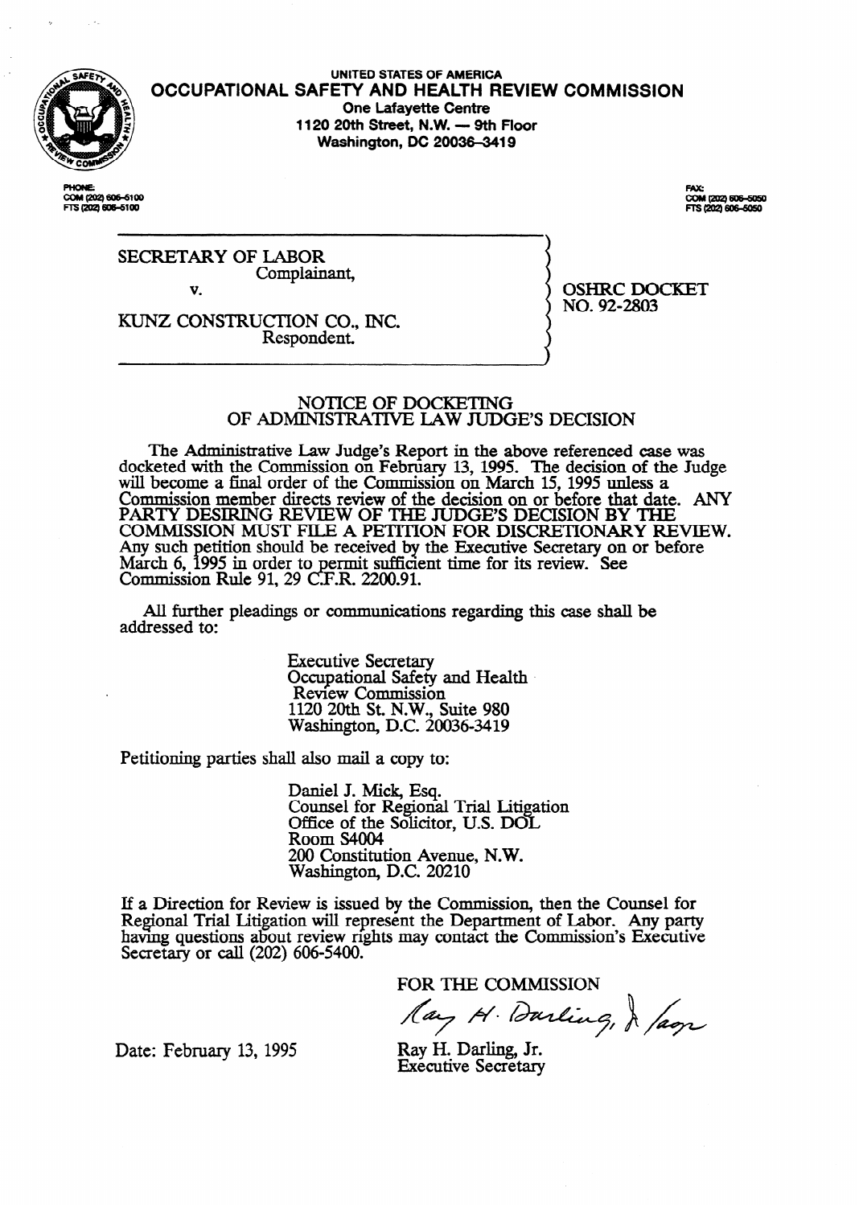UNITED STATES OF AMERICA

# OCCUPATIONAL SAFETY AND HEALTH REVIEW COMMISSION

One Lafayette Centre
1120 20th Street, N.W. — 9th Floor
Washington, DC 20036-3419

PHONE:
COM (202) 606-5100
FTS (202) 606-5100

FAX:
COM (202) 606-5050
FTS (202) 606-5050

SECRETARY OF LABOR
Complainant,

v.

KUNZ CONSTRUCTION CO., INC.
Respondent.

OSHRC DOCKET
NO. 92-2803

## NOTICE OF DOCKETING OF ADMINISTRATIVE LAW JUDGE'S DECISION

The Administrative Law Judge's Report in the above referenced case was docketed with the Commission on February 13, 1995. The decision of the Judge will become a final order of the Commission on March 15, 1995 unless a Commission member directs review of the decision on or before that date. ANY PARTY DESIRING REVIEW OF THE JUDGE'S DECISION BY THE COMMISSION MUST FILE A PETITION FOR DISCRETIONARY REVIEW. Any such petition should be received by the Executive Secretary on or before March 6, 1995 in order to permit sufficient time for its review. See Commission Rule 91, 29 C.F.R. 2200.91.

All further pleadings or communications regarding this case shall be addressed to:

Executive Secretary
Occupational Safety and Health Review Commission
1120 20th St. N.W., Suite 980
Washington, D.C. 20036-3419

Petitioning parties shall also mail a copy to:

Daniel J. Mick, Esq.
Counsel for Regional Trial Litigation
Office of the Solicitor, U.S. DOL
Room S4004
200 Constitution Avenue, N.W.
Washington, D.C. 20210

If a Direction for Review is issued by the Commission, then the Counsel for Regional Trial Litigation will represent the Department of Labor. Any party having questions about review rights may contact the Commission's Executive Secretary or call (202) 606-5400.

FOR THE COMMISSION

Ray H. Darling, Jr.
Executive Secretary

Date: February 13, 1995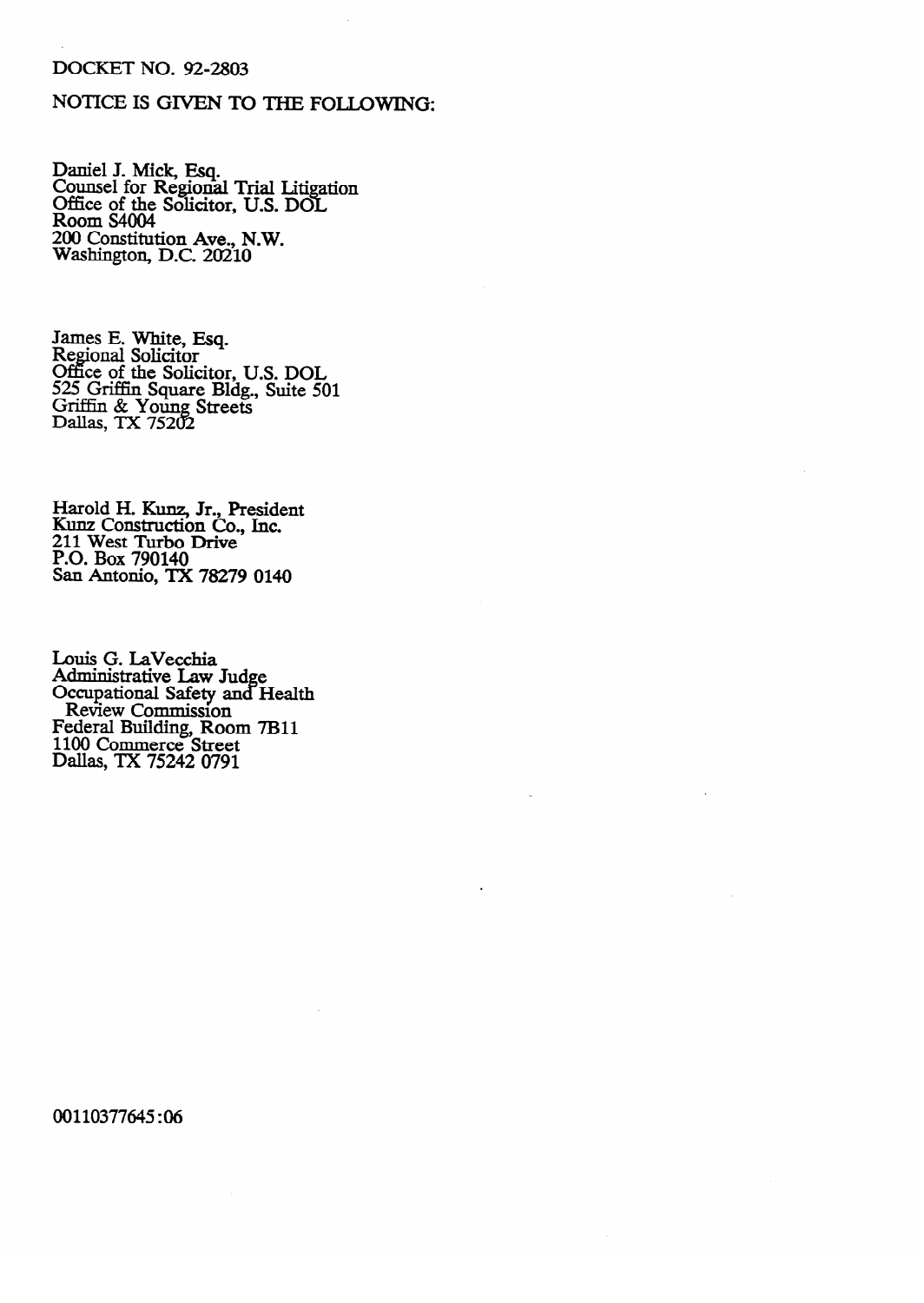DOCKET NO. 92-2803

NOTICE IS GIVEN TO THE FOLLOWING:

Daniel J. Mick, Esq.
Counsel for Regional Trial Litigation
Office of the Solicitor, U.S. DOL
Room S4004
200 Constitution Ave., N.W.
Washington, D.C. 20210

James E. White, Esq.
Regional Solicitor
Office of the Solicitor, U.S. DOL
525 Griffin Square Bldg., Suite 501
Griffin & Young Streets
Dallas, TX 75202

Harold H. Kunz, Jr., President
Kunz Construction Co., Inc.
211 West Turbo Drive
P.O. Box 790140
San Antonio, TX 78279 0140

Louis G. LaVecchia
Administrative Law Judge
Occupational Safety and Health
Review Commission
Federal Building, Room 7B11
1100 Commerce Street
Dallas, TX 75242 0791

00110377645:06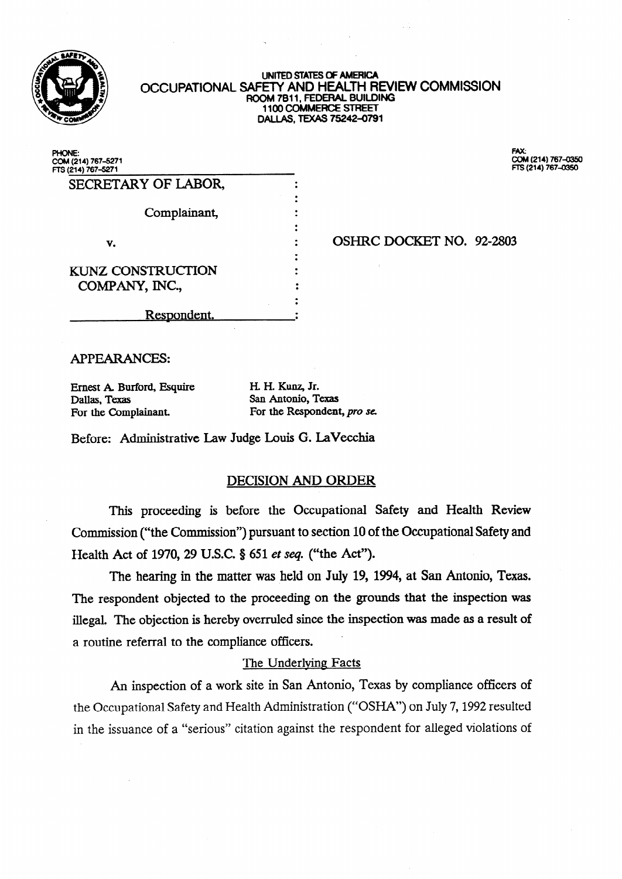UNITED STATES OF AMERICA
OCCUPATIONAL SAFETY AND HEALTH REVIEW COMMISSION
ROOM 7B11, FEDERAL BUILDING
1100 COMMERCE STREET
DALLAS, TEXAS 75242-0791

PHONE:
COM (214) 767-5271
FTS (214) 767-5271

FAX:
COM (214) 767-0350
FTS (214) 767-0350

| | | |
|---|---|---|
| SECRETARY OF LABOR, | : | |
| Complainant, | : | |
| v. | : | OSHRC DOCKET NO. 92-2803 |
| KUNZ CONSTRUCTION COMPANY, INC., | : | |
| Respondent. | : | |

APPEARANCES:

| | |
|---|---|
| Ernest A. Burford, Esquire<br>Dallas, Texas<br>For the Complainant. | H. H. Kunz, Jr.<br>San Antonio, Texas<br>For the Respondent, *pro se*. |

Before: Administrative Law Judge Louis G. LaVecchia

## DECISION AND ORDER

This proceeding is before the Occupational Safety and Health Review Commission ("the Commission") pursuant to section 10 of the Occupational Safety and Health Act of 1970, 29 U.S.C. § 651 *et seq.* ("the Act").

The hearing in the matter was held on July 19, 1994, at San Antonio, Texas. The respondent objected to the proceeding on the grounds that the inspection was illegal. The objection is hereby overruled since the inspection was made as a result of a routine referral to the compliance officers.

### The Underlying Facts

An inspection of a work site in San Antonio, Texas by compliance officers of the Occupational Safety and Health Administration ("OSHA") on July 7, 1992 resulted in the issuance of a "serious" citation against the respondent for alleged violations of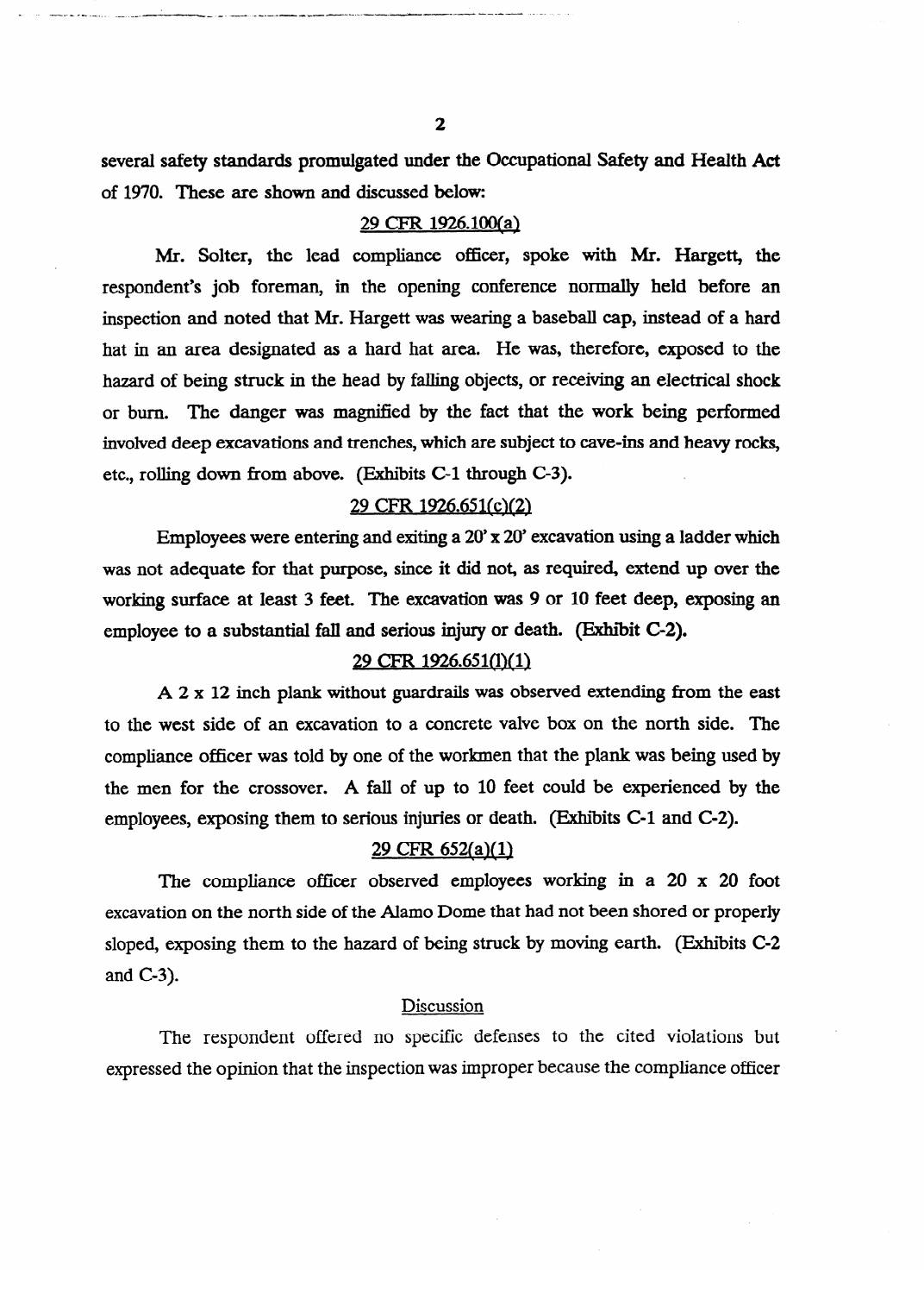several safety standards promulgated under the Occupational Safety and Health Act of 1970. These are shown and discussed below:

29 CFR 1926.100(a)

Mr. Solter, the lead compliance officer, spoke with Mr. Hargett, the respondent's job foreman, in the opening conference normally held before an inspection and noted that Mr. Hargett was wearing a baseball cap, instead of a hard hat in an area designated as a hard hat area. He was, therefore, exposed to the hazard of being struck in the head by falling objects, or receiving an electrical shock or burn. The danger was magnified by the fact that the work being performed involved deep excavations and trenches, which are subject to cave-ins and heavy rocks, etc., rolling down from above. (Exhibits C-1 through C-3).

29 CFR 1926.651(c)(2)

Employees were entering and exiting a 20' x 20' excavation using a ladder which was not adequate for that purpose, since it did not, as required, extend up over the working surface at least 3 feet. The excavation was 9 or 10 feet deep, exposing an employee to a substantial fall and serious injury or death. (Exhibit C-2).

29 CFR 1926.651(l)(1)

A 2 x 12 inch plank without guardrails was observed extending from the east to the west side of an excavation to a concrete valve box on the north side. The compliance officer was told by one of the workmen that the plank was being used by the men for the crossover. A fall of up to 10 feet could be experienced by the employees, exposing them to serious injuries or death. (Exhibits C-1 and C-2).

29 CFR 652(a)(1)

The compliance officer observed employees working in a 20 x 20 foot excavation on the north side of the Alamo Dome that had not been shored or properly sloped, exposing them to the hazard of being struck by moving earth. (Exhibits C-2 and C-3).

Discussion

The respondent offered no specific defenses to the cited violations but expressed the opinion that the inspection was improper because the compliance officer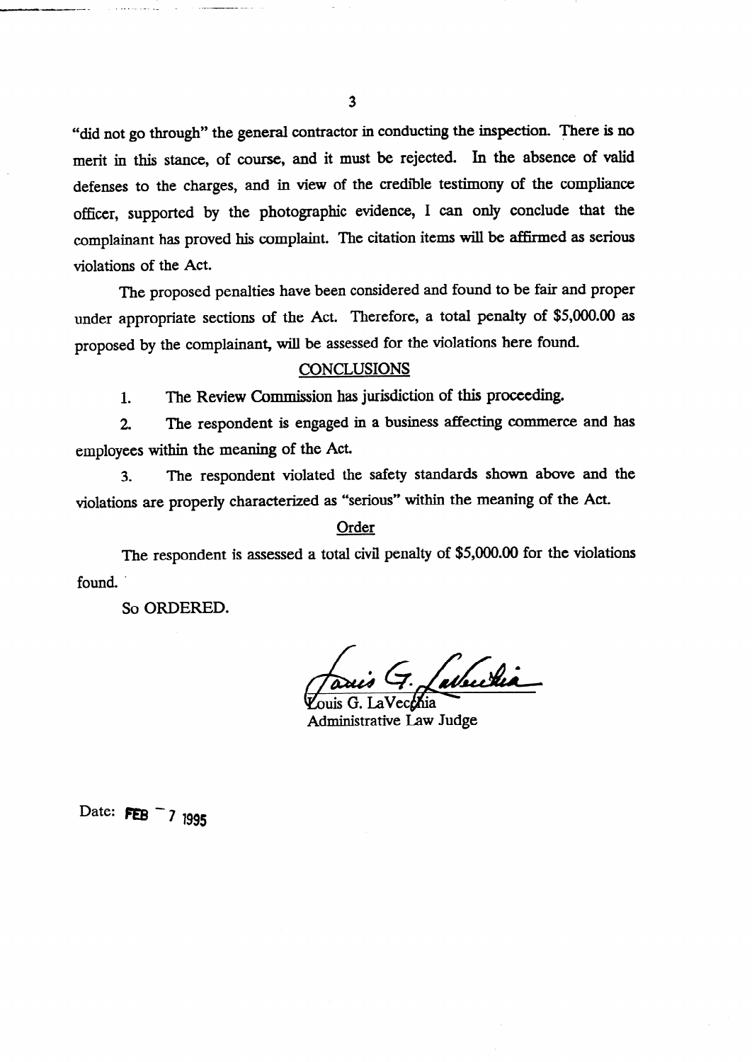"did not go through" the general contractor in conducting the inspection. There is no merit in this stance, of course, and it must be rejected. In the absence of valid defenses to the charges, and in view of the credible testimony of the compliance officer, supported by the photographic evidence, I can only conclude that the complainant has proved his complaint. The citation items will be affirmed as serious violations of the Act.

The proposed penalties have been considered and found to be fair and proper under appropriate sections of the Act. Therefore, a total penalty of $5,000.00 as proposed by the complainant, will be assessed for the violations here found.

## CONCLUSIONS

1. The Review Commission has jurisdiction of this proceeding.
2. The respondent is engaged in a business affecting commerce and has employees within the meaning of the Act.
3. The respondent violated the safety standards shown above and the violations are properly characterized as "serious" within the meaning of the Act.

## Order

The respondent is assessed a total civil penalty of $5,000.00 for the violations found.

So ORDERED.

Louis G. LaVecchia
Administrative Law Judge

Date: FEB 7 1995